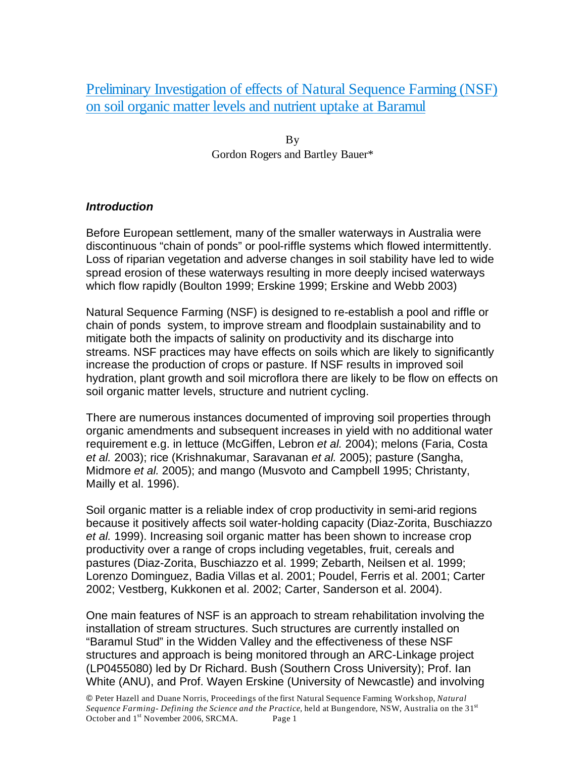# Preliminary Investigation of effects of Natural Sequence Farming (NSF) on soil organic matter levels and nutrient uptake at Baramul

By
Gordon Rogers and Bartley Bauer*

### *Introduction*

Before European settlement, many of the smaller waterways in Australia were discontinuous "chain of ponds" or pool-riffle systems which flowed intermittently. Loss of riparian vegetation and adverse changes in soil stability have led to wide spread erosion of these waterways resulting in more deeply incised waterways which flow rapidly (Boulton 1999; Erskine 1999; Erskine and Webb 2003)

Natural Sequence Farming (NSF) is designed to re-establish a pool and riffle or chain of ponds system, to improve stream and floodplain sustainability and to mitigate both the impacts of salinity on productivity and its discharge into streams. NSF practices may have effects on soils which are likely to significantly increase the production of crops or pasture. If NSF results in improved soil hydration, plant growth and soil microflora there are likely to be flow on effects on soil organic matter levels, structure and nutrient cycling.

There are numerous instances documented of improving soil properties through organic amendments and subsequent increases in yield with no additional water requirement e.g. in lettuce (McGiffen, Lebron *et al.* 2004); melons (Faria, Costa *et al.* 2003); rice (Krishnakumar, Saravanan *et al.* 2005); pasture (Sangha, Midmore *et al.* 2005); and mango (Musvoto and Campbell 1995; Christanty, Mailly et al. 1996).

Soil organic matter is a reliable index of crop productivity in semi-arid regions because it positively affects soil water-holding capacity (Diaz-Zorita, Buschiazzo *et al.* 1999). Increasing soil organic matter has been shown to increase crop productivity over a range of crops including vegetables, fruit, cereals and pastures (Diaz-Zorita, Buschiazzo et al. 1999; Zebarth, Neilsen et al. 1999; Lorenzo Dominguez, Badia Villas et al. 2001; Poudel, Ferris et al. 2001; Carter 2002; Vestberg, Kukkonen et al. 2002; Carter, Sanderson et al. 2004).

One main features of NSF is an approach to stream rehabilitation involving the installation of stream structures. Such structures are currently installed on "Baramul Stud" in the Widden Valley and the effectiveness of these NSF structures and approach is being monitored through an ARC-Linkage project (LP0455080) led by Dr Richard. Bush (Southern Cross University); Prof. Ian White (ANU), and Prof. Wayen Erskine (University of Newcastle) and involving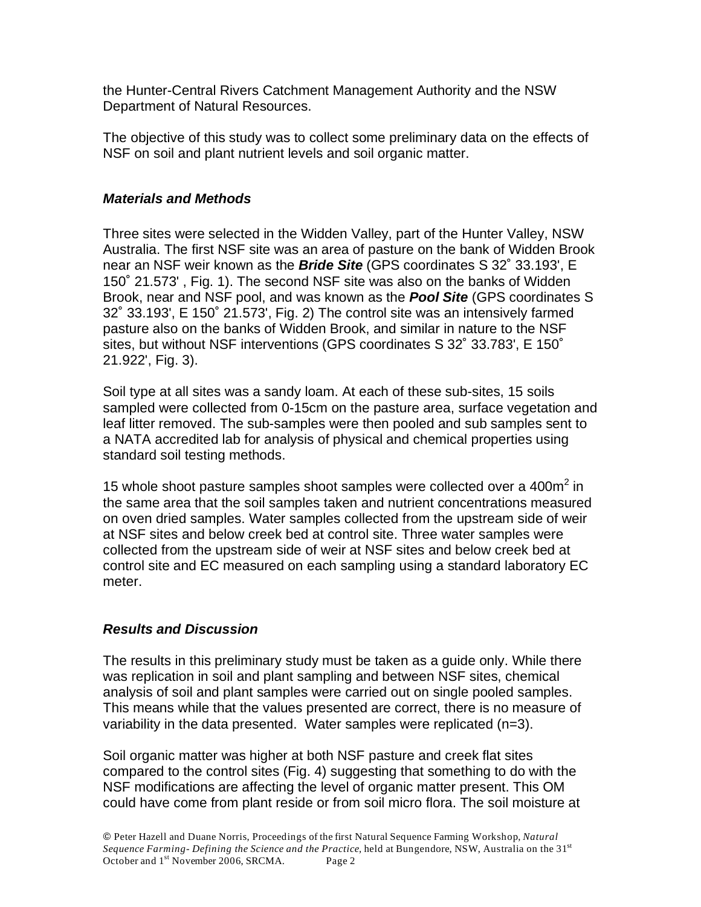the Hunter-Central Rivers Catchment Management Authority and the NSW Department of Natural Resources.

The objective of this study was to collect some preliminary data on the effects of NSF on soil and plant nutrient levels and soil organic matter.

### *Materials and Methods*

Three sites were selected in the Widden Valley, part of the Hunter Valley, NSW Australia. The first NSF site was an area of pasture on the bank of Widden Brook near an NSF weir known as the ***Bride Site*** (GPS coordinates S 32˚ 33.193', E 150˚ 21.573' , Fig. 1). The second NSF site was also on the banks of Widden Brook, near and NSF pool, and was known as the ***Pool Site*** (GPS coordinates S 32˚ 33.193', E 150˚ 21.573', Fig. 2) The control site was an intensively farmed pasture also on the banks of Widden Brook, and similar in nature to the NSF sites, but without NSF interventions (GPS coordinates S 32˚ 33.783', E 150˚ 21.922', Fig. 3).

Soil type at all sites was a sandy loam. At each of these sub-sites, 15 soils sampled were collected from 0-15cm on the pasture area, surface vegetation and leaf litter removed. The sub-samples were then pooled and sub samples sent to a NATA accredited lab for analysis of physical and chemical properties using standard soil testing methods.

15 whole shoot pasture samples shoot samples were collected over a 400m$^2$ in the same area that the soil samples taken and nutrient concentrations measured on oven dried samples. Water samples collected from the upstream side of weir at NSF sites and below creek bed at control site. Three water samples were collected from the upstream side of weir at NSF sites and below creek bed at control site and EC measured on each sampling using a standard laboratory EC meter.

### *Results and Discussion*

The results in this preliminary study must be taken as a guide only. While there was replication in soil and plant sampling and between NSF sites, chemical analysis of soil and plant samples were carried out on single pooled samples. This means while that the values presented are correct, there is no measure of variability in the data presented. Water samples were replicated (n=3).

Soil organic matter was higher at both NSF pasture and creek flat sites compared to the control sites (Fig. 4) suggesting that something to do with the NSF modifications are affecting the level of organic matter present. This OM could have come from plant reside or from soil micro flora. The soil moisture at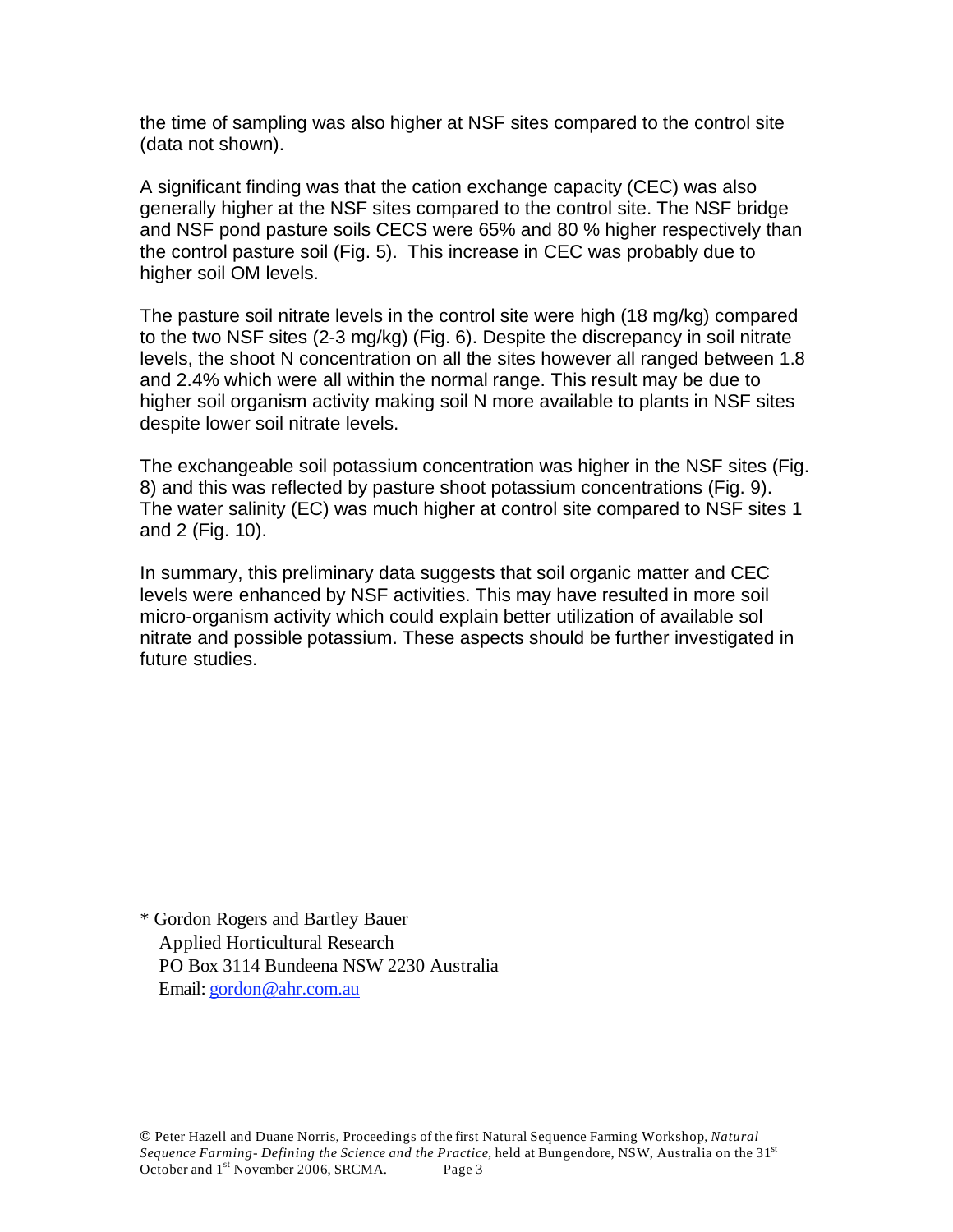the time of sampling was also higher at NSF sites compared to the control site (data not shown).

A significant finding was that the cation exchange capacity (CEC) was also generally higher at the NSF sites compared to the control site. The NSF bridge and NSF pond pasture soils CECS were 65% and 80 % higher respectively than the control pasture soil (Fig. 5). This increase in CEC was probably due to higher soil OM levels.

The pasture soil nitrate levels in the control site were high (18 mg/kg) compared to the two NSF sites (2-3 mg/kg) (Fig. 6). Despite the discrepancy in soil nitrate levels, the shoot N concentration on all the sites however all ranged between 1.8 and 2.4% which were all within the normal range. This result may be due to higher soil organism activity making soil N more available to plants in NSF sites despite lower soil nitrate levels.

The exchangeable soil potassium concentration was higher in the NSF sites (Fig. 8) and this was reflected by pasture shoot potassium concentrations (Fig. 9). The water salinity (EC) was much higher at control site compared to NSF sites 1 and 2 (Fig. 10).

In summary, this preliminary data suggests that soil organic matter and CEC levels were enhanced by NSF activities. This may have resulted in more soil micro-organism activity which could explain better utilization of available sol nitrate and possible potassium. These aspects should be further investigated in future studies.

\* Gordon Rogers and Bartley Bauer
Applied Horticultural Research
PO Box 3114 Bundeena NSW 2230 Australia
Email: gordon@ahr.com.au

© Peter Hazell and Duane Norris, Proceedings of the first Natural Sequence Farming Workshop, *Natural Sequence Farming- Defining the Science and the Practice*, held at Bungendore, NSW, Australia on the 31st October and 1st November 2006, SRCMA.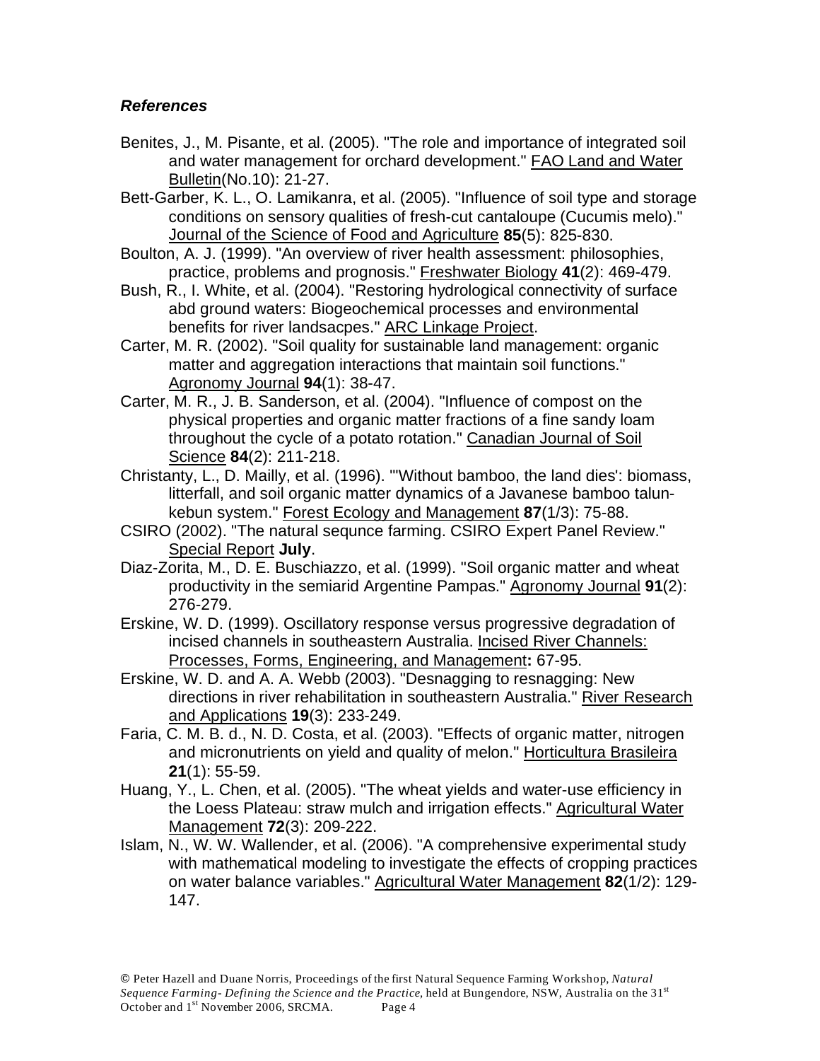### *References*

Benites, J., M. Pisante, et al. (2005). "The role and importance of integrated soil and water management for orchard development." FAO Land and Water Bulletin(No.10): 21-27.

Bett-Garber, K. L., O. Lamikanra, et al. (2005). "Influence of soil type and storage conditions on sensory qualities of fresh-cut cantaloupe (Cucumis melo)." Journal of the Science of Food and Agriculture **85**(5): 825-830.

Boulton, A. J. (1999). "An overview of river health assessment: philosophies, practice, problems and prognosis." Freshwater Biology **41**(2): 469-479.

Bush, R., I. White, et al. (2004). "Restoring hydrological connectivity of surface abd ground waters: Biogeochemical processes and environmental benefits for river landsacpes." ARC Linkage Project.

Carter, M. R. (2002). "Soil quality for sustainable land management: organic matter and aggregation interactions that maintain soil functions." Agronomy Journal **94**(1): 38-47.

Carter, M. R., J. B. Sanderson, et al. (2004). "Influence of compost on the physical properties and organic matter fractions of a fine sandy loam throughout the cycle of a potato rotation." Canadian Journal of Soil Science **84**(2): 211-218.

Christanty, L., D. Mailly, et al. (1996). "'Without bamboo, the land dies': biomass, litterfall, and soil organic matter dynamics of a Javanese bamboo talun-kebun system." Forest Ecology and Management **87**(1/3): 75-88.

CSIRO (2002). "The natural sequnce farming. CSIRO Expert Panel Review." Special Report **July**.

Diaz-Zorita, M., D. E. Buschiazzo, et al. (1999). "Soil organic matter and wheat productivity in the semiarid Argentine Pampas." Agronomy Journal **91**(2): 276-279.

Erskine, W. D. (1999). Oscillatory response versus progressive degradation of incised channels in southeastern Australia. Incised River Channels: Processes, Forms, Engineering, and Management**:** 67-95.

Erskine, W. D. and A. A. Webb (2003). "Desnagging to resnagging: New directions in river rehabilitation in southeastern Australia." River Research and Applications **19**(3): 233-249.

Faria, C. M. B. d., N. D. Costa, et al. (2003). "Effects of organic matter, nitrogen and micronutrients on yield and quality of melon." Horticultura Brasileira **21**(1): 55-59.

Huang, Y., L. Chen, et al. (2005). "The wheat yields and water-use efficiency in the Loess Plateau: straw mulch and irrigation effects." Agricultural Water Management **72**(3): 209-222.

Islam, N., W. W. Wallender, et al. (2006). "A comprehensive experimental study with mathematical modeling to investigate the effects of cropping practices on water balance variables." Agricultural Water Management **82**(1/2): 129-147.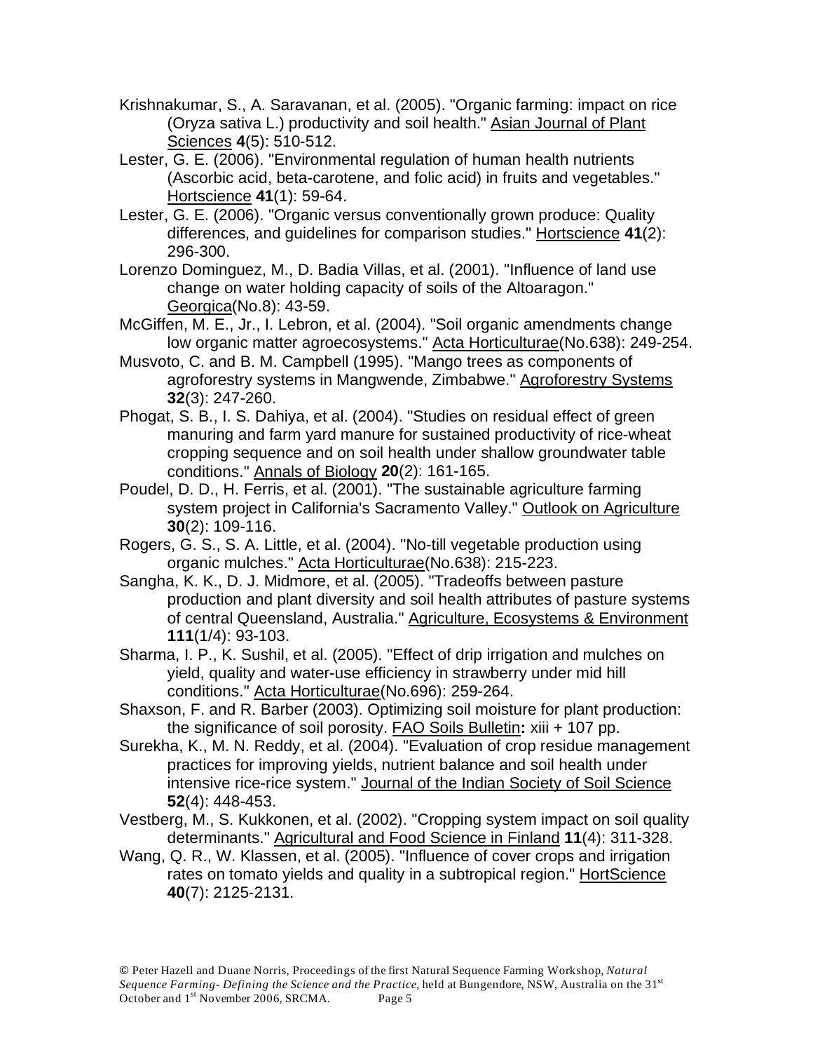Krishnakumar, S., A. Saravanan, et al. (2005). "Organic farming: impact on rice (Oryza sativa L.) productivity and soil health." Asian Journal of Plant Sciences **4**(5): 510-512.

Lester, G. E. (2006). "Environmental regulation of human health nutrients (Ascorbic acid, beta-carotene, and folic acid) in fruits and vegetables." Hortscience **41**(1): 59-64.

Lester, G. E. (2006). "Organic versus conventionally grown produce: Quality differences, and guidelines for comparison studies." Hortscience **41**(2): 296-300.

Lorenzo Dominguez, M., D. Badia Villas, et al. (2001). "Influence of land use change on water holding capacity of soils of the Altoaragon." Georgica(No.8): 43-59.

McGiffen, M. E., Jr., I. Lebron, et al. (2004). "Soil organic amendments change low organic matter agroecosystems." Acta Horticulturae(No.638): 249-254.

Musvoto, C. and B. M. Campbell (1995). "Mango trees as components of agroforestry systems in Mangwende, Zimbabwe." Agroforestry Systems **32**(3): 247-260.

Phogat, S. B., I. S. Dahiya, et al. (2004). "Studies on residual effect of green manuring and farm yard manure for sustained productivity of rice-wheat cropping sequence and on soil health under shallow groundwater table conditions." Annals of Biology **20**(2): 161-165.

Poudel, D. D., H. Ferris, et al. (2001). "The sustainable agriculture farming system project in California's Sacramento Valley." Outlook on Agriculture **30**(2): 109-116.

Rogers, G. S., S. A. Little, et al. (2004). "No-till vegetable production using organic mulches." Acta Horticulturae(No.638): 215-223.

Sangha, K. K., D. J. Midmore, et al. (2005). "Tradeoffs between pasture production and plant diversity and soil health attributes of pasture systems of central Queensland, Australia." Agriculture, Ecosystems & Environment **111**(1/4): 93-103.

Sharma, I. P., K. Sushil, et al. (2005). "Effect of drip irrigation and mulches on yield, quality and water-use efficiency in strawberry under mid hill conditions." Acta Horticulturae(No.696): 259-264.

Shaxson, F. and R. Barber (2003). Optimizing soil moisture for plant production: the significance of soil porosity. FAO Soils Bulletin**:** xiii + 107 pp.

Surekha, K., M. N. Reddy, et al. (2004). "Evaluation of crop residue management practices for improving yields, nutrient balance and soil health under intensive rice-rice system." Journal of the Indian Society of Soil Science **52**(4): 448-453.

Vestberg, M., S. Kukkonen, et al. (2002). "Cropping system impact on soil quality determinants." Agricultural and Food Science in Finland **11**(4): 311-328.

Wang, Q. R., W. Klassen, et al. (2005). "Influence of cover crops and irrigation rates on tomato yields and quality in a subtropical region." HortScience **40**(7): 2125-2131.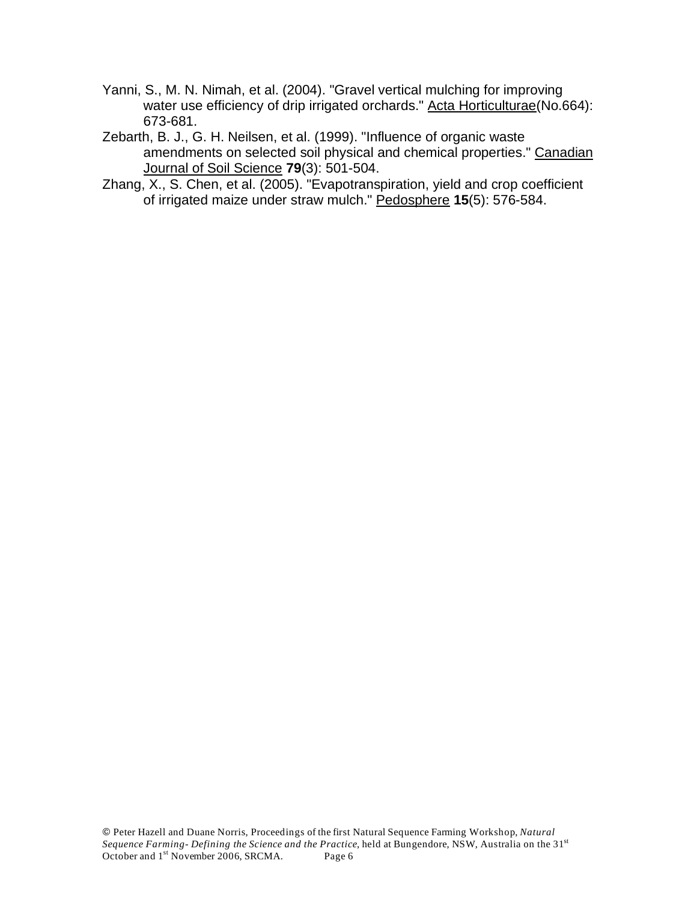Yanni, S., M. N. Nimah, et al. (2004). "Gravel vertical mulching for improving water use efficiency of drip irrigated orchards." Acta Horticulturae(No.664): 673-681.

Zebarth, B. J., G. H. Neilsen, et al. (1999). "Influence of organic waste amendments on selected soil physical and chemical properties." Canadian Journal of Soil Science **79**(3): 501-504.

Zhang, X., S. Chen, et al. (2005). "Evapotranspiration, yield and crop coefficient of irrigated maize under straw mulch." Pedosphere **15**(5): 576-584.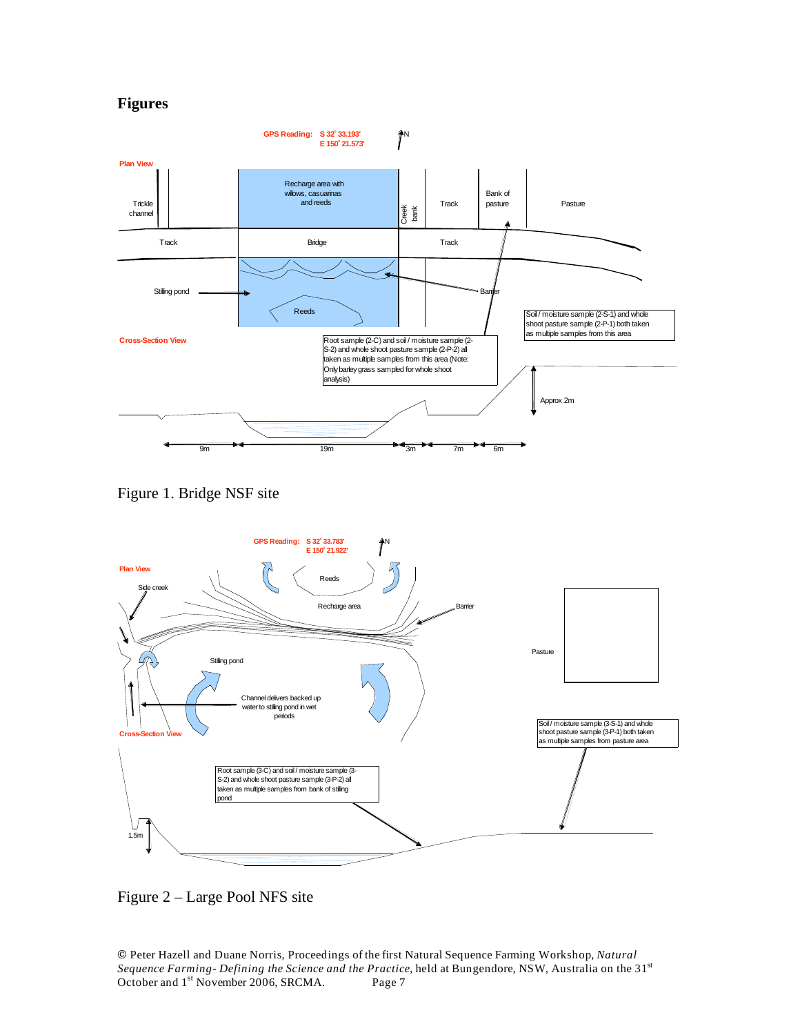# Figures

GPS Reading: S 32° 33.193' E 150° 21.573'

Plan View

Trickle channel | Recharge area with willows, casuarinas and reeds | Creek bank | Track | Bank of pasture | Pasture

Track | Bridge | Track

Stilling pond | Reeds | Barrier

Soil / moisture sample (2-S-1) and whole shoot pasture sample (2-P-1) both taken as multiple samples from this area

Cross-Section View

Root sample (2-C) and soil / moisture sample (2-S-2) and whole shoot pasture sample (2-P-2) all taken as multiple samples from this area (Note: Only barley grass sampled for whole shoot analysis)

Approx 2m

9m | 19m | 3m | 7m | 6m

Figure 1. Bridge NSF site

GPS Reading: S 32° 33.783' E 150° 21.922'

Plan View

Side creek | Reeds | Recharge area | Barrier | Stilling pond | Pasture

Channel delivers backed up water to stilling pond in wet periods

Cross-Section View

Soil / moisture sample (3-S-1) and whole shoot pasture sample (3-P-1) both taken as multiple samples from pasture area

Root sample (3-C) and soil / moisture sample (3-S-2) and whole shoot pasture sample (3-P-2) all taken as multiple samples from bank of stilling pond

1.5m

Figure 2 – Large Pool NFS site

© Peter Hazell and Duane Norris, Proceedings of the first Natural Sequence Farming Workshop, *Natural Sequence Farming- Defining the Science and the Practice*, held at Bungendore, NSW, Australia on the 31st October and 1st November 2006, SRCMA.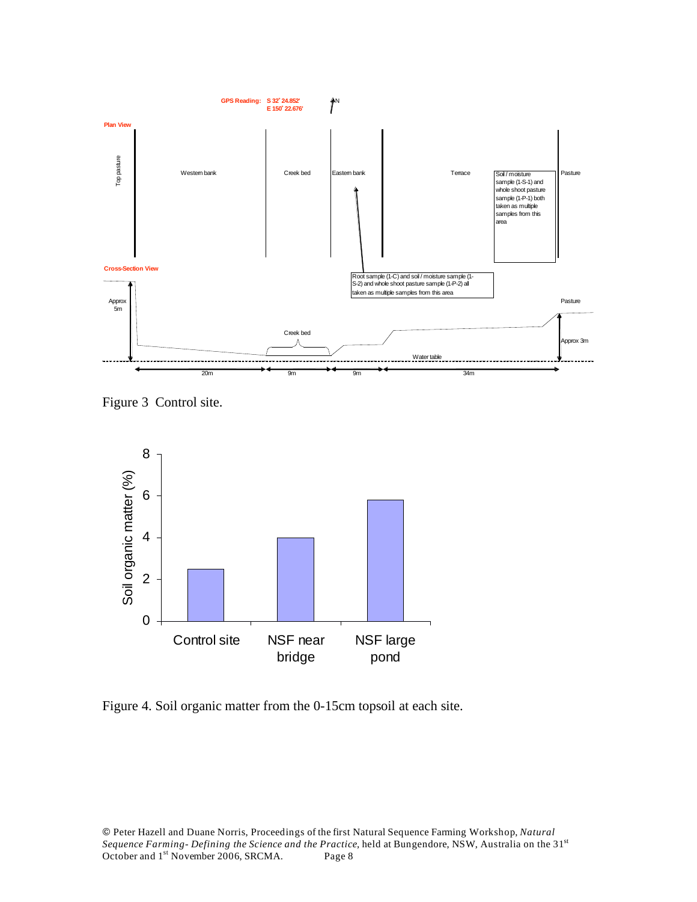GPS Reading: S 32° 24.852' E 150° 22.676'

N

Plan View

Top pasture | Western bank | Creek bed | Eastern bank | Terrace | Pasture

Soil / moisture sample (1-S-1) and whole shoot pasture sample (1-P-1) both taken as multiple samples from this area

Root sample (1-C) and soil / moisture sample (1-S-2) and whole shoot pasture sample (1-P-2) all taken as multiple samples from this area

Cross-Section View

Approx 5m

Creek bed

Pasture

Approx 3m

Water table

20m | 9m | 9m | 34m

Figure 3 Control site.

| Site | Soil organic matter (%) |
|---|---|
| Control site | ~2.5 |
| NSF near bridge | ~4 |
| NSF large pond | ~5.8 |

Figure 4. Soil organic matter from the 0-15cm topsoil at each site.

© Peter Hazell and Duane Norris, Proceedings of the first Natural Sequence Farming Workshop, *Natural Sequence Farming- Defining the Science and the Practice*, held at Bungendore, NSW, Australia on the 31st October and 1st November 2006, SRCMA.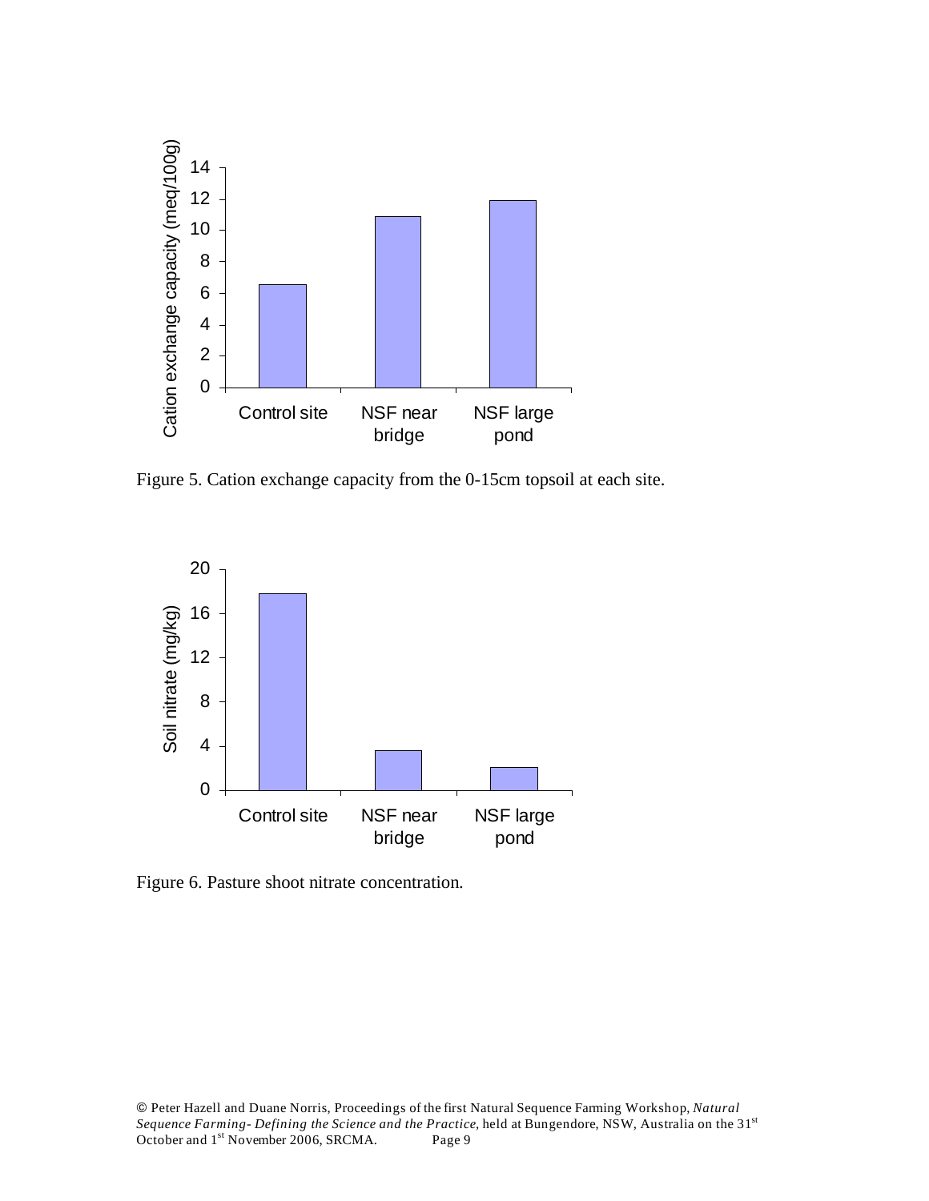Figure 5. Cation exchange capacity from the 0-15cm topsoil at each site.

Figure 6. Pasture shoot nitrate concentration.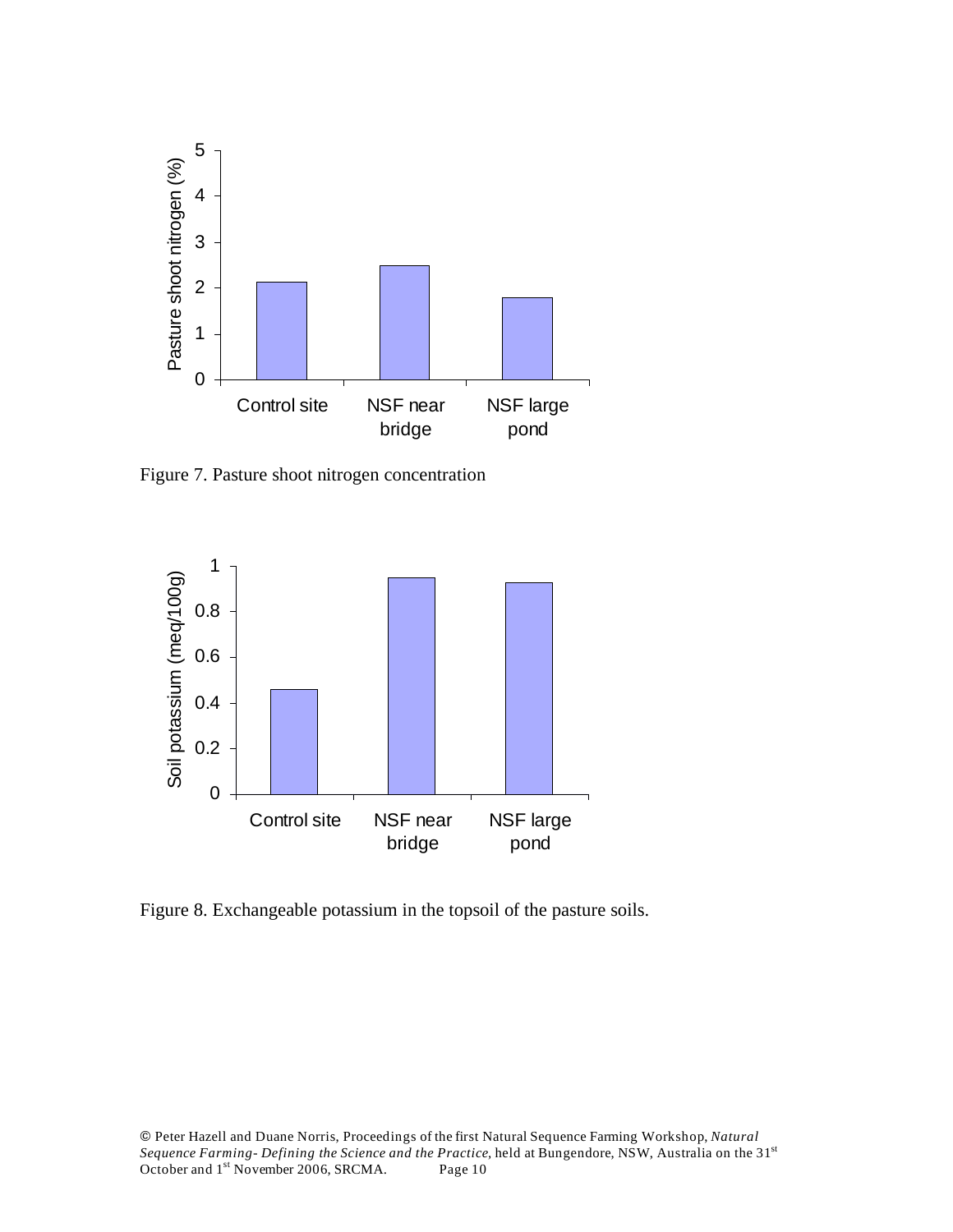Figure 7. Pasture shoot nitrogen concentration

Figure 8. Exchangeable potassium in the topsoil of the pasture soils.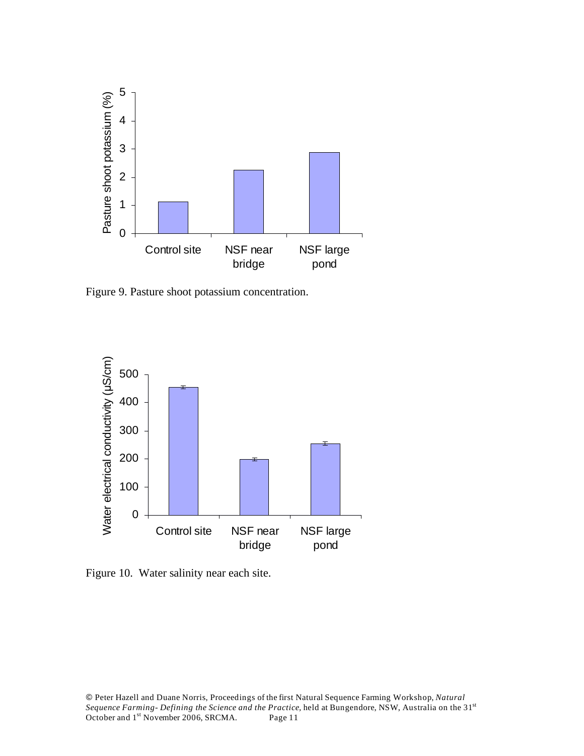Pasture shoot potassium (%)

5

4

3

2

1

0

Control site

NSF near bridge

NSF large pond

Figure 9. Pasture shoot potassium concentration.

Water electrical conductivity (µS/cm)

500

400

300

200

100

0

Control site

NSF near bridge

NSF large pond

Figure 10. Water salinity near each site.

© Peter Hazell and Duane Norris, Proceedings of the first Natural Sequence Farming Workshop, *Natural Sequence Farming- Defining the Science and the Practice*, held at Bungendore, NSW, Australia on the 31st October and 1st November 2006, SRCMA.